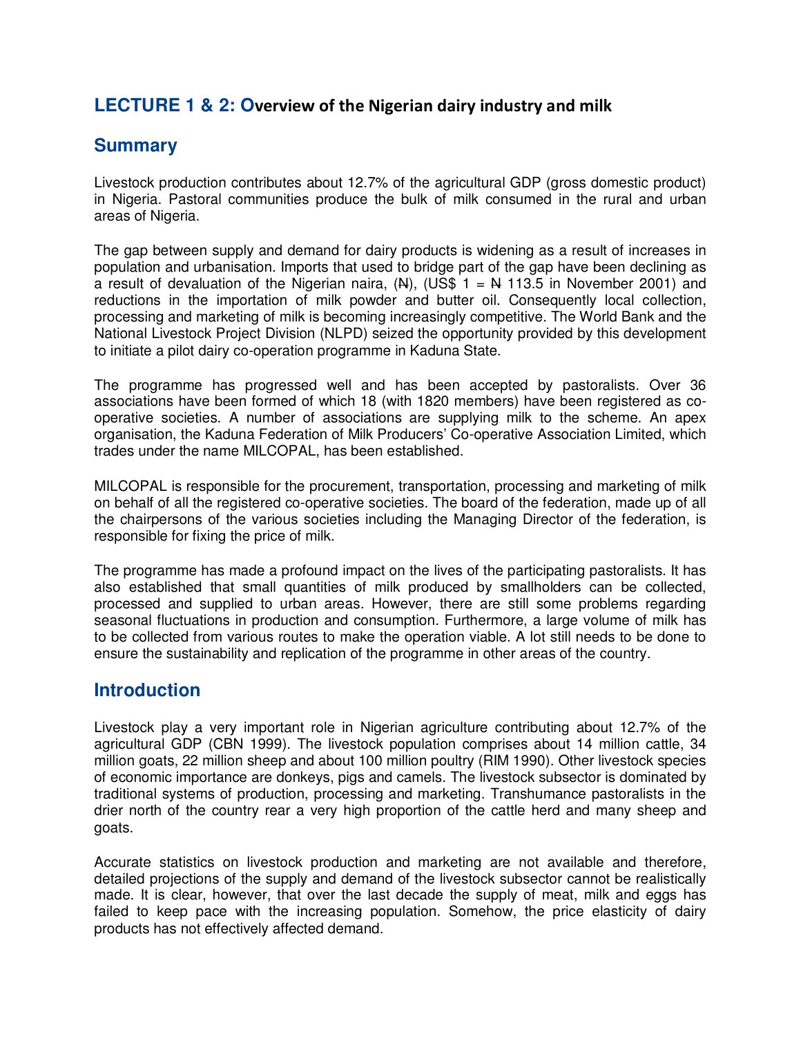## LECTURE 1 & 2: Overview of the Nigerian dairy industry and milk

## Summary

Livestock production contributes about 12.7% of the agricultural GDP (gross domestic product) in Nigeria. Pastoral communities produce the bulk of milk consumed in the rural and urban areas of Nigeria.

The gap between supply and demand for dairy products is widening as a result of increases in population and urbanisation. Imports that used to bridge part of the gap have been declining as a result of devaluation of the Nigerian naira, (₦), (US$ 1 = ₦ 113.5 in November 2001) and reductions in the importation of milk powder and butter oil. Consequently local collection, processing and marketing of milk is becoming increasingly competitive. The World Bank and the National Livestock Project Division (NLPD) seized the opportunity provided by this development to initiate a pilot dairy co-operation programme in Kaduna State.

The programme has progressed well and has been accepted by pastoralists. Over 36 associations have been formed of which 18 (with 1820 members) have been registered as co-operative societies. A number of associations are supplying milk to the scheme. An apex organisation, the Kaduna Federation of Milk Producers' Co-operative Association Limited, which trades under the name MILCOPAL, has been established.

MILCOPAL is responsible for the procurement, transportation, processing and marketing of milk on behalf of all the registered co-operative societies. The board of the federation, made up of all the chairpersons of the various societies including the Managing Director of the federation, is responsible for fixing the price of milk.

The programme has made a profound impact on the lives of the participating pastoralists. It has also established that small quantities of milk produced by smallholders can be collected, processed and supplied to urban areas. However, there are still some problems regarding seasonal fluctuations in production and consumption. Furthermore, a large volume of milk has to be collected from various routes to make the operation viable. A lot still needs to be done to ensure the sustainability and replication of the programme in other areas of the country.

## Introduction

Livestock play a very important role in Nigerian agriculture contributing about 12.7% of the agricultural GDP (CBN 1999). The livestock population comprises about 14 million cattle, 34 million goats, 22 million sheep and about 100 million poultry (RIM 1990). Other livestock species of economic importance are donkeys, pigs and camels. The livestock subsector is dominated by traditional systems of production, processing and marketing. Transhumance pastoralists in the drier north of the country rear a very high proportion of the cattle herd and many sheep and goats.

Accurate statistics on livestock production and marketing are not available and therefore, detailed projections of the supply and demand of the livestock subsector cannot be realistically made. It is clear, however, that over the last decade the supply of meat, milk and eggs has failed to keep pace with the increasing population. Somehow, the price elasticity of dairy products has not effectively affected demand.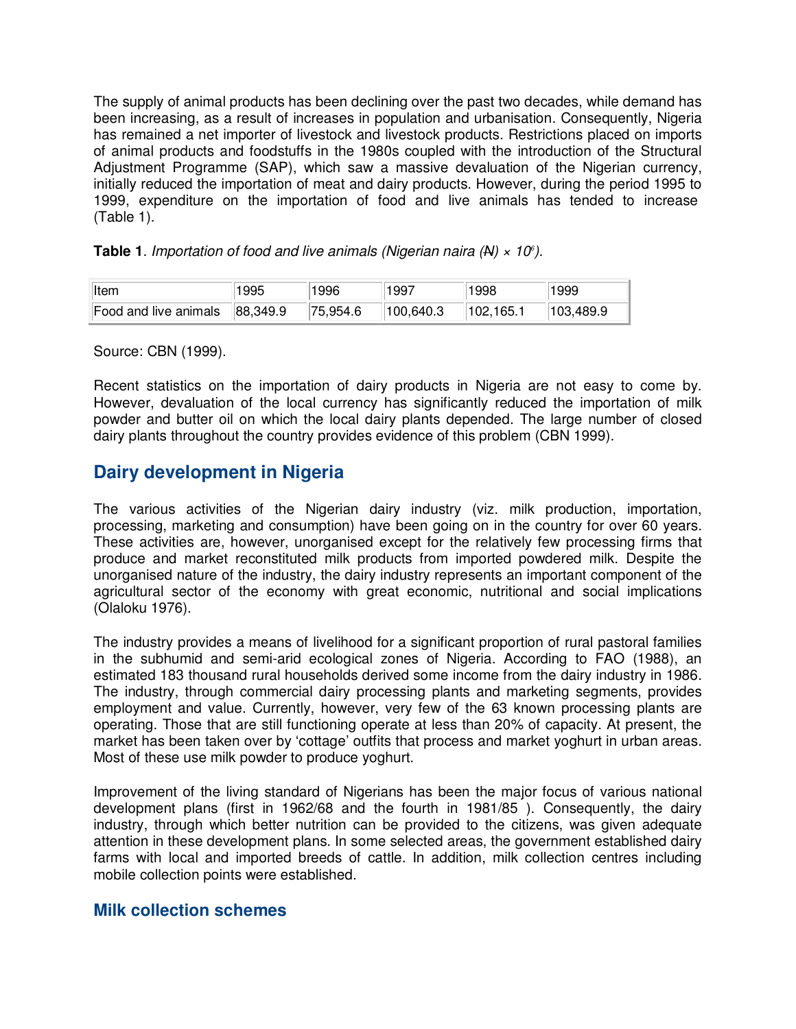The supply of animal products has been declining over the past two decades, while demand has been increasing, as a result of increases in population and urbanisation. Consequently, Nigeria has remained a net importer of livestock and livestock products. Restrictions placed on imports of animal products and foodstuffs in the 1980s coupled with the introduction of the Structural Adjustment Programme (SAP), which saw a massive devaluation of the Nigerian currency, initially reduced the importation of meat and dairy products. However, during the period 1995 to 1999, expenditure on the importation of food and live animals has tended to increase (Table 1).

**Table 1**. *Importation of food and live animals (Nigerian naira (₦) × $10^6$).*

| Item | 1995 | 1996 | 1997 | 1998 | 1999 |
|---|---|---|---|---|---|
| Food and live animals | 88,349.9 | 75,954.6 | 100,640.3 | 102,165.1 | 103,489.9 |

Source: CBN (1999).

Recent statistics on the importation of dairy products in Nigeria are not easy to come by. However, devaluation of the local currency has significantly reduced the importation of milk powder and butter oil on which the local dairy plants depended. The large number of closed dairy plants throughout the country provides evidence of this problem (CBN 1999).

## Dairy development in Nigeria

The various activities of the Nigerian dairy industry (viz. milk production, importation, processing, marketing and consumption) have been going on in the country for over 60 years. These activities are, however, unorganised except for the relatively few processing firms that produce and market reconstituted milk products from imported powdered milk. Despite the unorganised nature of the industry, the dairy industry represents an important component of the agricultural sector of the economy with great economic, nutritional and social implications (Olaloku 1976).

The industry provides a means of livelihood for a significant proportion of rural pastoral families in the subhumid and semi-arid ecological zones of Nigeria. According to FAO (1988), an estimated 183 thousand rural households derived some income from the dairy industry in 1986. The industry, through commercial dairy processing plants and marketing segments, provides employment and value. Currently, however, very few of the 63 known processing plants are operating. Those that are still functioning operate at less than 20% of capacity. At present, the market has been taken over by 'cottage' outfits that process and market yoghurt in urban areas. Most of these use milk powder to produce yoghurt.

Improvement of the living standard of Nigerians has been the major focus of various national development plans (first in 1962/68 and the fourth in 1981/85 ). Consequently, the dairy industry, through which better nutrition can be provided to the citizens, was given adequate attention in these development plans. In some selected areas, the government established dairy farms with local and imported breeds of cattle. In addition, milk collection centres including mobile collection points were established.

## Milk collection schemes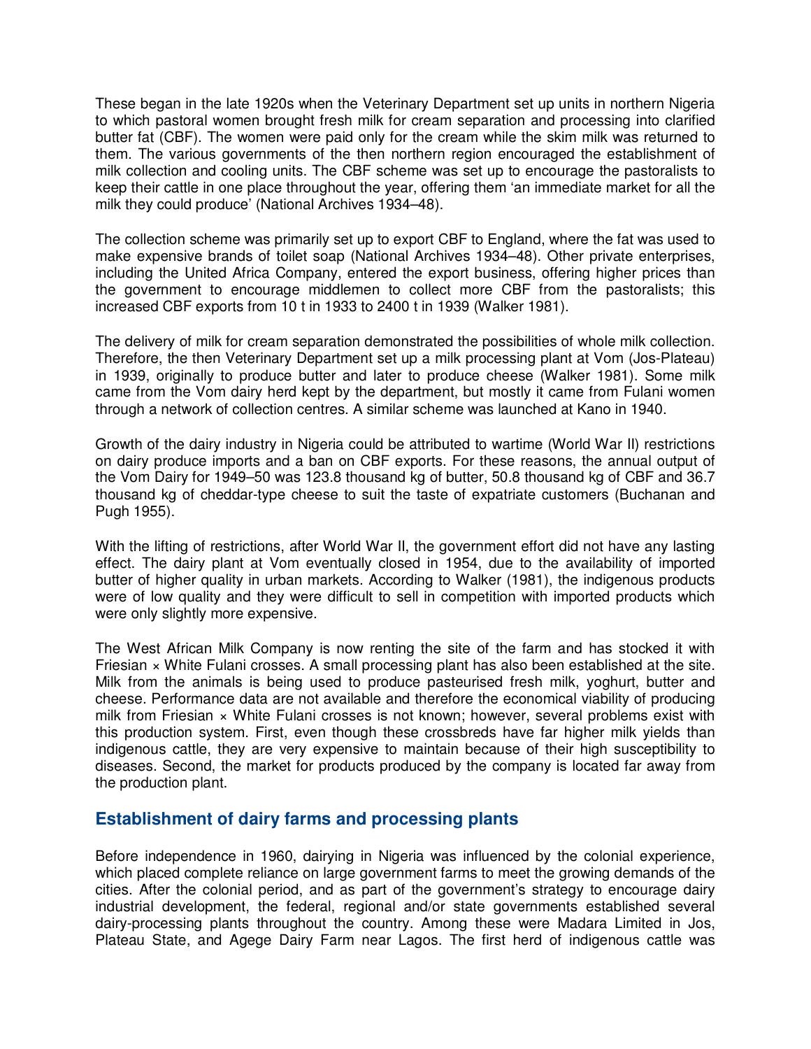These began in the late 1920s when the Veterinary Department set up units in northern Nigeria to which pastoral women brought fresh milk for cream separation and processing into clarified butter fat (CBF). The women were paid only for the cream while the skim milk was returned to them. The various governments of the then northern region encouraged the establishment of milk collection and cooling units. The CBF scheme was set up to encourage the pastoralists to keep their cattle in one place throughout the year, offering them 'an immediate market for all the milk they could produce' (National Archives 1934–48).

The collection scheme was primarily set up to export CBF to England, where the fat was used to make expensive brands of toilet soap (National Archives 1934–48). Other private enterprises, including the United Africa Company, entered the export business, offering higher prices than the government to encourage middlemen to collect more CBF from the pastoralists; this increased CBF exports from 10 t in 1933 to 2400 t in 1939 (Walker 1981).

The delivery of milk for cream separation demonstrated the possibilities of whole milk collection. Therefore, the then Veterinary Department set up a milk processing plant at Vom (Jos-Plateau) in 1939, originally to produce butter and later to produce cheese (Walker 1981). Some milk came from the Vom dairy herd kept by the department, but mostly it came from Fulani women through a network of collection centres. A similar scheme was launched at Kano in 1940.

Growth of the dairy industry in Nigeria could be attributed to wartime (World War II) restrictions on dairy produce imports and a ban on CBF exports. For these reasons, the annual output of the Vom Dairy for 1949–50 was 123.8 thousand kg of butter, 50.8 thousand kg of CBF and 36.7 thousand kg of cheddar-type cheese to suit the taste of expatriate customers (Buchanan and Pugh 1955).

With the lifting of restrictions, after World War II, the government effort did not have any lasting effect. The dairy plant at Vom eventually closed in 1954, due to the availability of imported butter of higher quality in urban markets. According to Walker (1981), the indigenous products were of low quality and they were difficult to sell in competition with imported products which were only slightly more expensive.

The West African Milk Company is now renting the site of the farm and has stocked it with Friesian × White Fulani crosses. A small processing plant has also been established at the site. Milk from the animals is being used to produce pasteurised fresh milk, yoghurt, butter and cheese. Performance data are not available and therefore the economical viability of producing milk from Friesian × White Fulani crosses is not known; however, several problems exist with this production system. First, even though these crossbreds have far higher milk yields than indigenous cattle, they are very expensive to maintain because of their high susceptibility to diseases. Second, the market for products produced by the company is located far away from the production plant.

### Establishment of dairy farms and processing plants

Before independence in 1960, dairying in Nigeria was influenced by the colonial experience, which placed complete reliance on large government farms to meet the growing demands of the cities. After the colonial period, and as part of the government's strategy to encourage dairy industrial development, the federal, regional and/or state governments established several dairy-processing plants throughout the country. Among these were Madara Limited in Jos, Plateau State, and Agege Dairy Farm near Lagos. The first herd of indigenous cattle was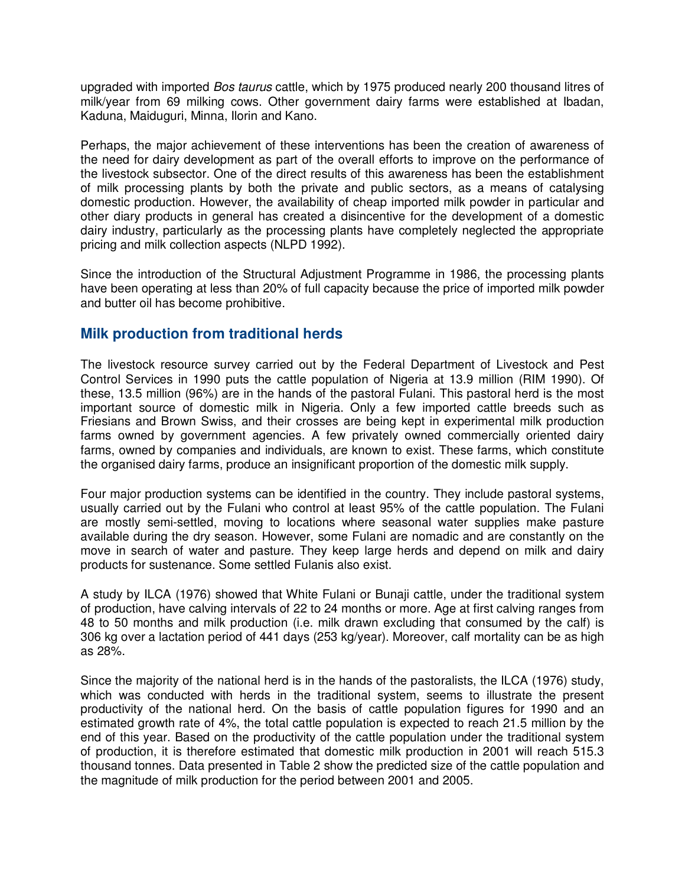upgraded with imported *Bos taurus* cattle, which by 1975 produced nearly 200 thousand litres of milk/year from 69 milking cows. Other government dairy farms were established at Ibadan, Kaduna, Maiduguri, Minna, Ilorin and Kano.

Perhaps, the major achievement of these interventions has been the creation of awareness of the need for dairy development as part of the overall efforts to improve on the performance of the livestock subsector. One of the direct results of this awareness has been the establishment of milk processing plants by both the private and public sectors, as a means of catalysing domestic production. However, the availability of cheap imported milk powder in particular and other diary products in general has created a disincentive for the development of a domestic dairy industry, particularly as the processing plants have completely neglected the appropriate pricing and milk collection aspects (NLPD 1992).

Since the introduction of the Structural Adjustment Programme in 1986, the processing plants have been operating at less than 20% of full capacity because the price of imported milk powder and butter oil has become prohibitive.

## Milk production from traditional herds

The livestock resource survey carried out by the Federal Department of Livestock and Pest Control Services in 1990 puts the cattle population of Nigeria at 13.9 million (RIM 1990). Of these, 13.5 million (96%) are in the hands of the pastoral Fulani. This pastoral herd is the most important source of domestic milk in Nigeria. Only a few imported cattle breeds such as Friesians and Brown Swiss, and their crosses are being kept in experimental milk production farms owned by government agencies. A few privately owned commercially oriented dairy farms, owned by companies and individuals, are known to exist. These farms, which constitute the organised dairy farms, produce an insignificant proportion of the domestic milk supply.

Four major production systems can be identified in the country. They include pastoral systems, usually carried out by the Fulani who control at least 95% of the cattle population. The Fulani are mostly semi-settled, moving to locations where seasonal water supplies make pasture available during the dry season. However, some Fulani are nomadic and are constantly on the move in search of water and pasture. They keep large herds and depend on milk and dairy products for sustenance. Some settled Fulanis also exist.

A study by ILCA (1976) showed that White Fulani or Bunaji cattle, under the traditional system of production, have calving intervals of 22 to 24 months or more. Age at first calving ranges from 48 to 50 months and milk production (i.e. milk drawn excluding that consumed by the calf) is 306 kg over a lactation period of 441 days (253 kg/year). Moreover, calf mortality can be as high as 28%.

Since the majority of the national herd is in the hands of the pastoralists, the ILCA (1976) study, which was conducted with herds in the traditional system, seems to illustrate the present productivity of the national herd. On the basis of cattle population figures for 1990 and an estimated growth rate of 4%, the total cattle population is expected to reach 21.5 million by the end of this year. Based on the productivity of the cattle population under the traditional system of production, it is therefore estimated that domestic milk production in 2001 will reach 515.3 thousand tonnes. Data presented in Table 2 show the predicted size of the cattle population and the magnitude of milk production for the period between 2001 and 2005.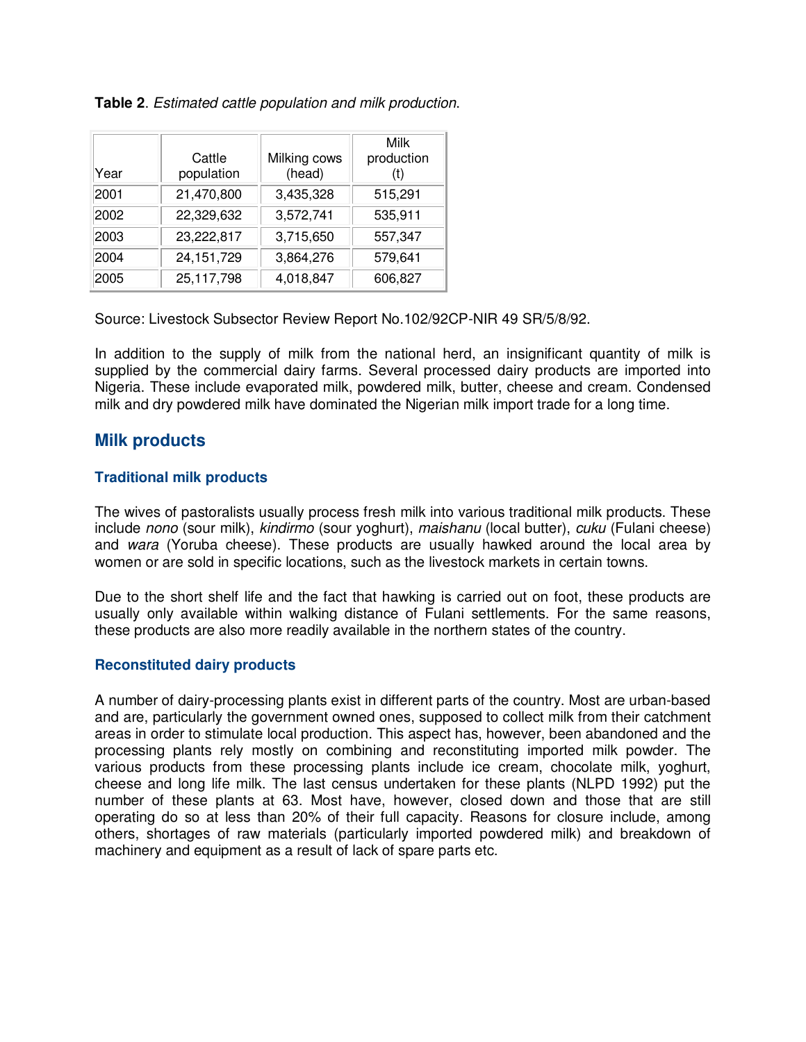**Table 2**. *Estimated cattle population and milk production*.

| Year | Cattle population | Milking cows (head) | Milk production (t) |
|---|---|---|---|
| 2001 | 21,470,800 | 3,435,328 | 515,291 |
| 2002 | 22,329,632 | 3,572,741 | 535,911 |
| 2003 | 23,222,817 | 3,715,650 | 557,347 |
| 2004 | 24,151,729 | 3,864,276 | 579,641 |
| 2005 | 25,117,798 | 4,018,847 | 606,827 |

Source: Livestock Subsector Review Report No.102/92CP-NIR 49 SR/5/8/92.

In addition to the supply of milk from the national herd, an insignificant quantity of milk is supplied by the commercial dairy farms. Several processed dairy products are imported into Nigeria. These include evaporated milk, powdered milk, butter, cheese and cream. Condensed milk and dry powdered milk have dominated the Nigerian milk import trade for a long time.

## Milk products

### Traditional milk products

The wives of pastoralists usually process fresh milk into various traditional milk products. These include *nono* (sour milk), *kindirmo* (sour yoghurt), *maishanu* (local butter), *cuku* (Fulani cheese) and *wara* (Yoruba cheese). These products are usually hawked around the local area by women or are sold in specific locations, such as the livestock markets in certain towns.

Due to the short shelf life and the fact that hawking is carried out on foot, these products are usually only available within walking distance of Fulani settlements. For the same reasons, these products are also more readily available in the northern states of the country.

### Reconstituted dairy products

A number of dairy-processing plants exist in different parts of the country. Most are urban-based and are, particularly the government owned ones, supposed to collect milk from their catchment areas in order to stimulate local production. This aspect has, however, been abandoned and the processing plants rely mostly on combining and reconstituting imported milk powder. The various products from these processing plants include ice cream, chocolate milk, yoghurt, cheese and long life milk. The last census undertaken for these plants (NLPD 1992) put the number of these plants at 63. Most have, however, closed down and those that are still operating do so at less than 20% of their full capacity. Reasons for closure include, among others, shortages of raw materials (particularly imported powdered milk) and breakdown of machinery and equipment as a result of lack of spare parts etc.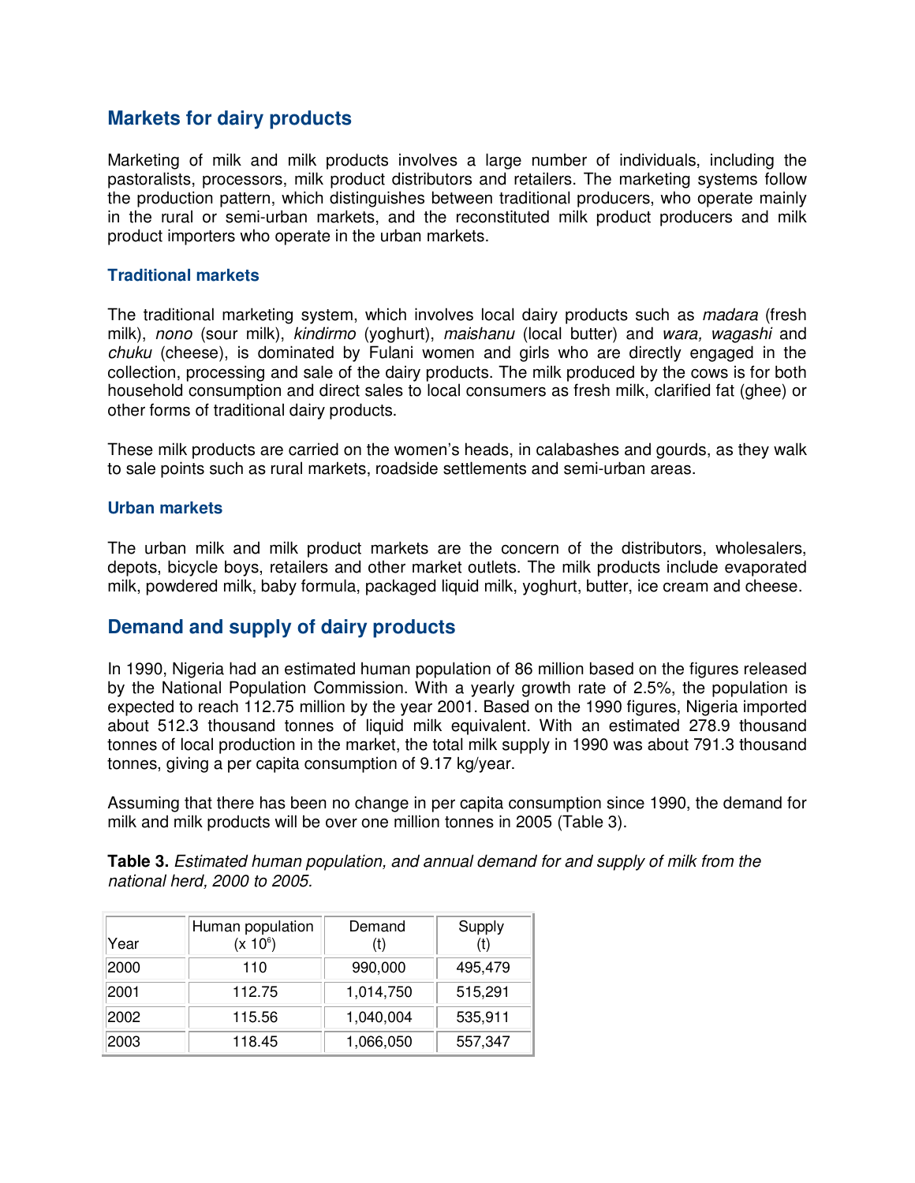## Markets for dairy products

Marketing of milk and milk products involves a large number of individuals, including the pastoralists, processors, milk product distributors and retailers. The marketing systems follow the production pattern, which distinguishes between traditional producers, who operate mainly in the rural or semi-urban markets, and the reconstituted milk product producers and milk product importers who operate in the urban markets.

### Traditional markets

The traditional marketing system, which involves local dairy products such as *madara* (fresh milk), *nono* (sour milk), *kindirmo* (yoghurt), *maishanu* (local butter) and *wara, wagashi* and *chuku* (cheese), is dominated by Fulani women and girls who are directly engaged in the collection, processing and sale of the dairy products. The milk produced by the cows is for both household consumption and direct sales to local consumers as fresh milk, clarified fat (ghee) or other forms of traditional dairy products.

These milk products are carried on the women's heads, in calabashes and gourds, as they walk to sale points such as rural markets, roadside settlements and semi-urban areas.

### Urban markets

The urban milk and milk product markets are the concern of the distributors, wholesalers, depots, bicycle boys, retailers and other market outlets. The milk products include evaporated milk, powdered milk, baby formula, packaged liquid milk, yoghurt, butter, ice cream and cheese.

## Demand and supply of dairy products

In 1990, Nigeria had an estimated human population of 86 million based on the figures released by the National Population Commission. With a yearly growth rate of 2.5%, the population is expected to reach 112.75 million by the year 2001. Based on the 1990 figures, Nigeria imported about 512.3 thousand tonnes of liquid milk equivalent. With an estimated 278.9 thousand tonnes of local production in the market, the total milk supply in 1990 was about 791.3 thousand tonnes, giving a per capita consumption of 9.17 kg/year.

Assuming that there has been no change in per capita consumption since 1990, the demand for milk and milk products will be over one million tonnes in 2005 (Table 3).

**Table 3.** *Estimated human population, and annual demand for and supply of milk from the national herd, 2000 to 2005.*

| Year | Human population ($\times 10^6$) | Demand (t) | Supply (t) |
|---|---|---|---|
| 2000 | 110 | 990,000 | 495,479 |
| 2001 | 112.75 | 1,014,750 | 515,291 |
| 2002 | 115.56 | 1,040,004 | 535,911 |
| 2003 | 118.45 | 1,066,050 | 557,347 |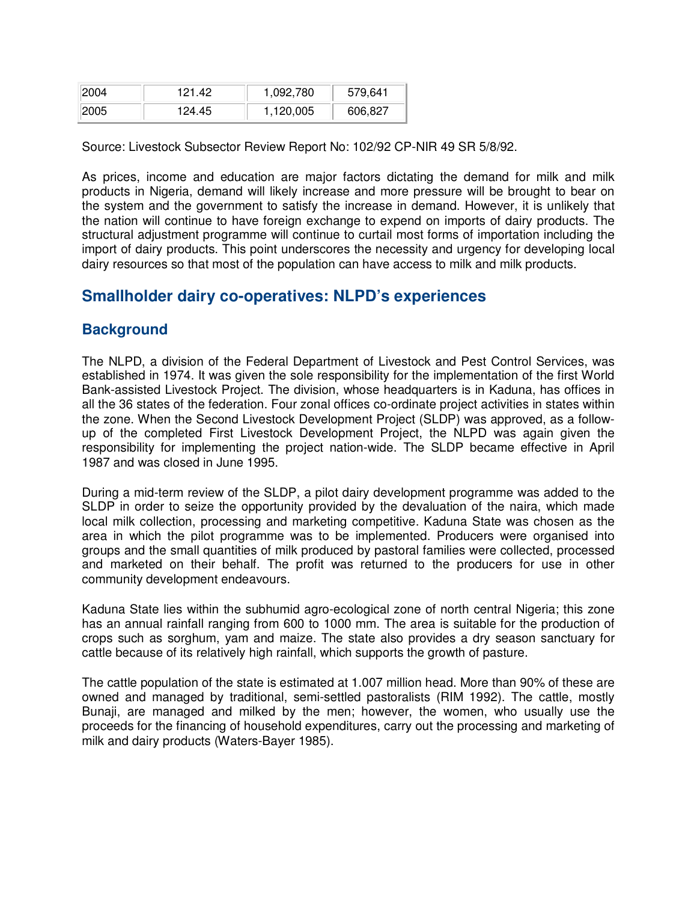| | | | |
|---|---|---|---|
| 2004 | 121.42 | 1,092,780 | 579,641 |
| 2005 | 124.45 | 1,120,005 | 606,827 |

Source: Livestock Subsector Review Report No: 102/92 CP-NIR 49 SR 5/8/92.

As prices, income and education are major factors dictating the demand for milk and milk products in Nigeria, demand will likely increase and more pressure will be brought to bear on the system and the government to satisfy the increase in demand. However, it is unlikely that the nation will continue to have foreign exchange to expend on imports of dairy products. The structural adjustment programme will continue to curtail most forms of importation including the import of dairy products. This point underscores the necessity and urgency for developing local dairy resources so that most of the population can have access to milk and milk products.

## Smallholder dairy co-operatives: NLPD's experiences

### Background

The NLPD, a division of the Federal Department of Livestock and Pest Control Services, was established in 1974. It was given the sole responsibility for the implementation of the first World Bank-assisted Livestock Project. The division, whose headquarters is in Kaduna, has offices in all the 36 states of the federation. Four zonal offices co-ordinate project activities in states within the zone. When the Second Livestock Development Project (SLDP) was approved, as a follow-up of the completed First Livestock Development Project, the NLPD was again given the responsibility for implementing the project nation-wide. The SLDP became effective in April 1987 and was closed in June 1995.

During a mid-term review of the SLDP, a pilot dairy development programme was added to the SLDP in order to seize the opportunity provided by the devaluation of the naira, which made local milk collection, processing and marketing competitive. Kaduna State was chosen as the area in which the pilot programme was to be implemented. Producers were organised into groups and the small quantities of milk produced by pastoral families were collected, processed and marketed on their behalf. The profit was returned to the producers for use in other community development endeavours.

Kaduna State lies within the subhumid agro-ecological zone of north central Nigeria; this zone has an annual rainfall ranging from 600 to 1000 mm. The area is suitable for the production of crops such as sorghum, yam and maize. The state also provides a dry season sanctuary for cattle because of its relatively high rainfall, which supports the growth of pasture.

The cattle population of the state is estimated at 1.007 million head. More than 90% of these are owned and managed by traditional, semi-settled pastoralists (RIM 1992). The cattle, mostly Bunaji, are managed and milked by the men; however, the women, who usually use the proceeds for the financing of household expenditures, carry out the processing and marketing of milk and dairy products (Waters-Bayer 1985).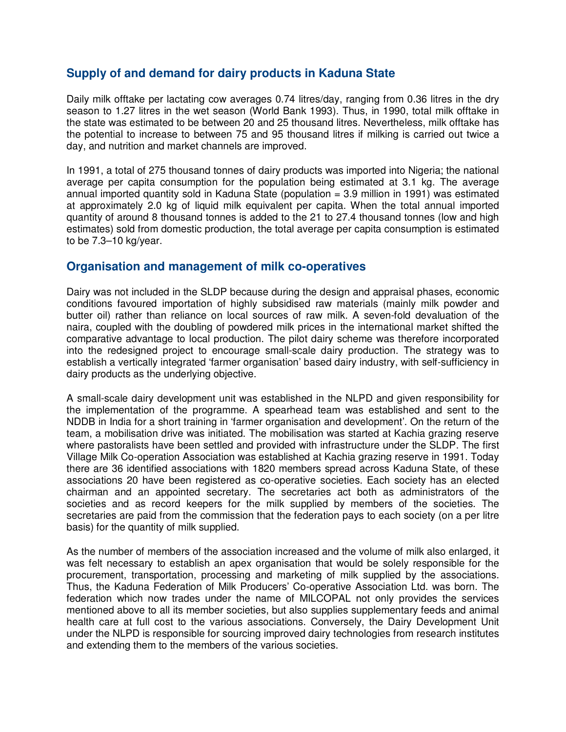## Supply of and demand for dairy products in Kaduna State

Daily milk offtake per lactating cow averages 0.74 litres/day, ranging from 0.36 litres in the dry season to 1.27 litres in the wet season (World Bank 1993). Thus, in 1990, total milk offtake in the state was estimated to be between 20 and 25 thousand litres. Nevertheless, milk offtake has the potential to increase to between 75 and 95 thousand litres if milking is carried out twice a day, and nutrition and market channels are improved.

In 1991, a total of 275 thousand tonnes of dairy products was imported into Nigeria; the national average per capita consumption for the population being estimated at 3.1 kg. The average annual imported quantity sold in Kaduna State (population = 3.9 million in 1991) was estimated at approximately 2.0 kg of liquid milk equivalent per capita. When the total annual imported quantity of around 8 thousand tonnes is added to the 21 to 27.4 thousand tonnes (low and high estimates) sold from domestic production, the total average per capita consumption is estimated to be 7.3–10 kg/year.

## Organisation and management of milk co-operatives

Dairy was not included in the SLDP because during the design and appraisal phases, economic conditions favoured importation of highly subsidised raw materials (mainly milk powder and butter oil) rather than reliance on local sources of raw milk. A seven-fold devaluation of the naira, coupled with the doubling of powdered milk prices in the international market shifted the comparative advantage to local production. The pilot dairy scheme was therefore incorporated into the redesigned project to encourage small-scale dairy production. The strategy was to establish a vertically integrated 'farmer organisation' based dairy industry, with self-sufficiency in dairy products as the underlying objective.

A small-scale dairy development unit was established in the NLPD and given responsibility for the implementation of the programme. A spearhead team was established and sent to the NDDB in India for a short training in 'farmer organisation and development'. On the return of the team, a mobilisation drive was initiated. The mobilisation was started at Kachia grazing reserve where pastoralists have been settled and provided with infrastructure under the SLDP. The first Village Milk Co-operation Association was established at Kachia grazing reserve in 1991. Today there are 36 identified associations with 1820 members spread across Kaduna State, of these associations 20 have been registered as co-operative societies. Each society has an elected chairman and an appointed secretary. The secretaries act both as administrators of the societies and as record keepers for the milk supplied by members of the societies. The secretaries are paid from the commission that the federation pays to each society (on a per litre basis) for the quantity of milk supplied.

As the number of members of the association increased and the volume of milk also enlarged, it was felt necessary to establish an apex organisation that would be solely responsible for the procurement, transportation, processing and marketing of milk supplied by the associations. Thus, the Kaduna Federation of Milk Producers' Co-operative Association Ltd. was born. The federation which now trades under the name of MILCOPAL not only provides the services mentioned above to all its member societies, but also supplies supplementary feeds and animal health care at full cost to the various associations. Conversely, the Dairy Development Unit under the NLPD is responsible for sourcing improved dairy technologies from research institutes and extending them to the members of the various societies.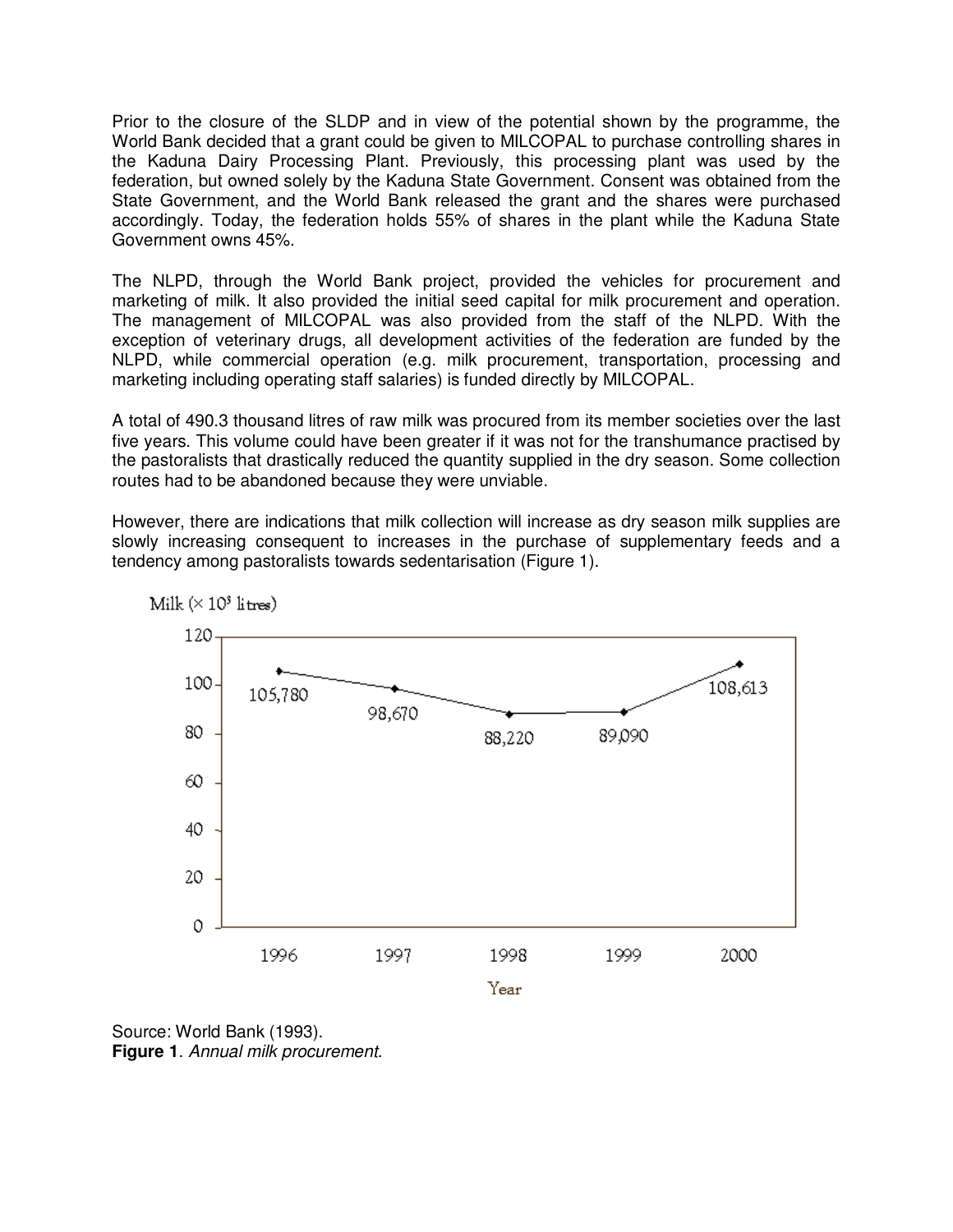Prior to the closure of the SLDP and in view of the potential shown by the programme, the World Bank decided that a grant could be given to MILCOPAL to purchase controlling shares in the Kaduna Dairy Processing Plant. Previously, this processing plant was used by the federation, but owned solely by the Kaduna State Government. Consent was obtained from the State Government, and the World Bank released the grant and the shares were purchased accordingly. Today, the federation holds 55% of shares in the plant while the Kaduna State Government owns 45%.

The NLPD, through the World Bank project, provided the vehicles for procurement and marketing of milk. It also provided the initial seed capital for milk procurement and operation. The management of MILCOPAL was also provided from the staff of the NLPD. With the exception of veterinary drugs, all development activities of the federation are funded by the NLPD, while commercial operation (e.g. milk procurement, transportation, processing and marketing including operating staff salaries) is funded directly by MILCOPAL.

A total of 490.3 thousand litres of raw milk was procured from its member societies over the last five years. This volume could have been greater if it was not for the transhumance practised by the pastoralists that drastically reduced the quantity supplied in the dry season. Some collection routes had to be abandoned because they were unviable.

However, there are indications that milk collection will increase as dry season milk supplies are slowly increasing consequent to increases in the purchase of supplementary feeds and a tendency among pastoralists towards sedentarisation (Figure 1).

Milk ($\times 10^3$ litres)

120
100
80
60
40
20
0

105,780
98,670
88,220
89,090
108,613

1996
1997
1998
1999
2000

Year

Source: World Bank (1993).
**Figure 1**. *Annual milk procurement.*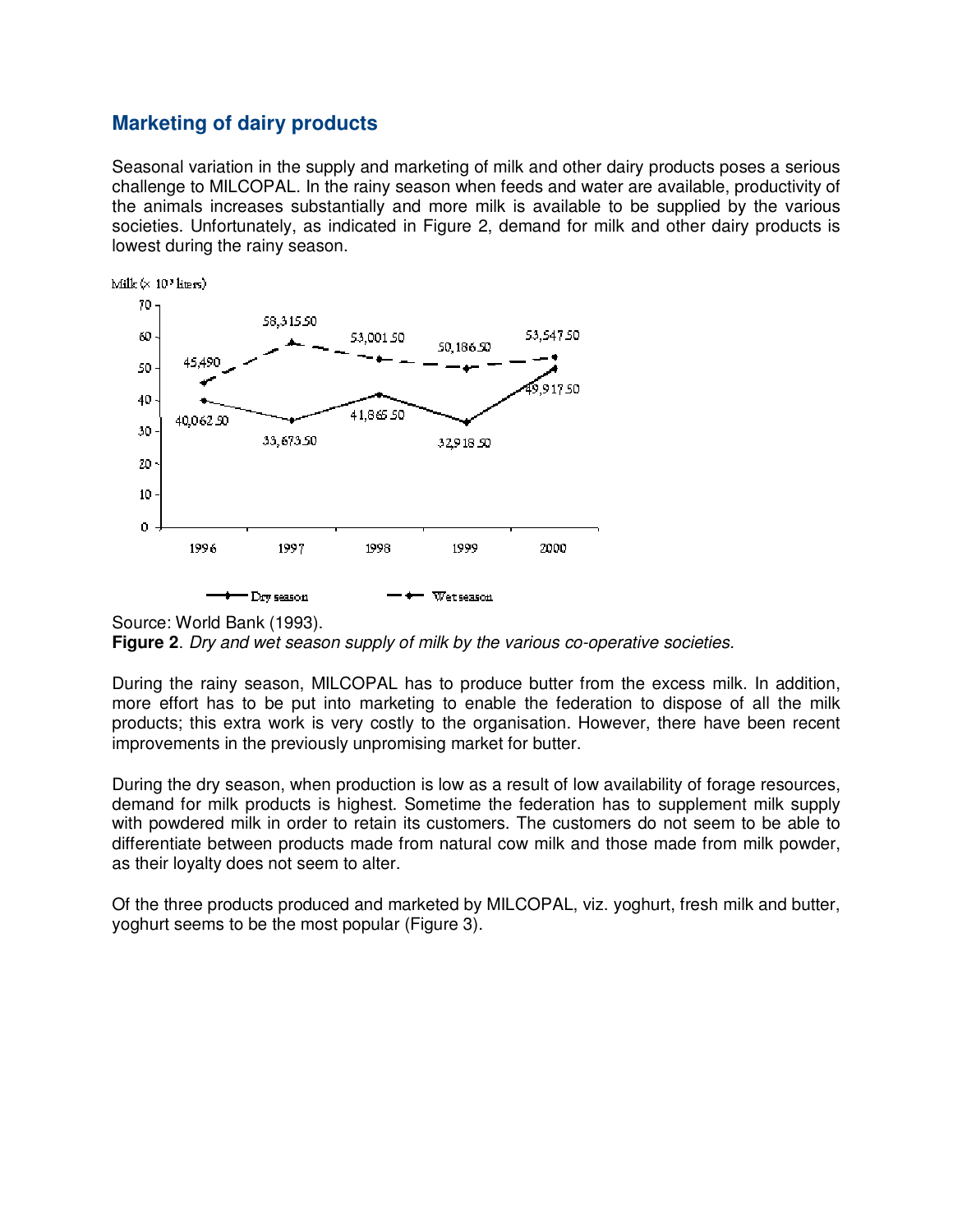## Marketing of dairy products

Seasonal variation in the supply and marketing of milk and other dairy products poses a serious challenge to MILCOPAL. In the rainy season when feeds and water are available, productivity of the animals increases substantially and more milk is available to be supplied by the various societies. Unfortunately, as indicated in Figure 2, demand for milk and other dairy products is lowest during the rainy season.

Milk (× 10³ liters)

70
60
50
40
30
20
10
0

45,490
58,315.50
53,001.50
50,186.50
53,547.50
40,062.50
33,673.50
41,865.50
32,918.50
49,917.50

1996
1997
1998
1999
2000

Dry season
Wet season

Source: World Bank (1993).

**Figure 2**. *Dry and wet season supply of milk by the various co-operative societies.*

During the rainy season, MILCOPAL has to produce butter from the excess milk. In addition, more effort has to be put into marketing to enable the federation to dispose of all the milk products; this extra work is very costly to the organisation. However, there have been recent improvements in the previously unpromising market for butter.

During the dry season, when production is low as a result of low availability of forage resources, demand for milk products is highest. Sometime the federation has to supplement milk supply with powdered milk in order to retain its customers. The customers do not seem to be able to differentiate between products made from natural cow milk and those made from milk powder, as their loyalty does not seem to alter.

Of the three products produced and marketed by MILCOPAL, viz. yoghurt, fresh milk and butter, yoghurt seems to be the most popular (Figure 3).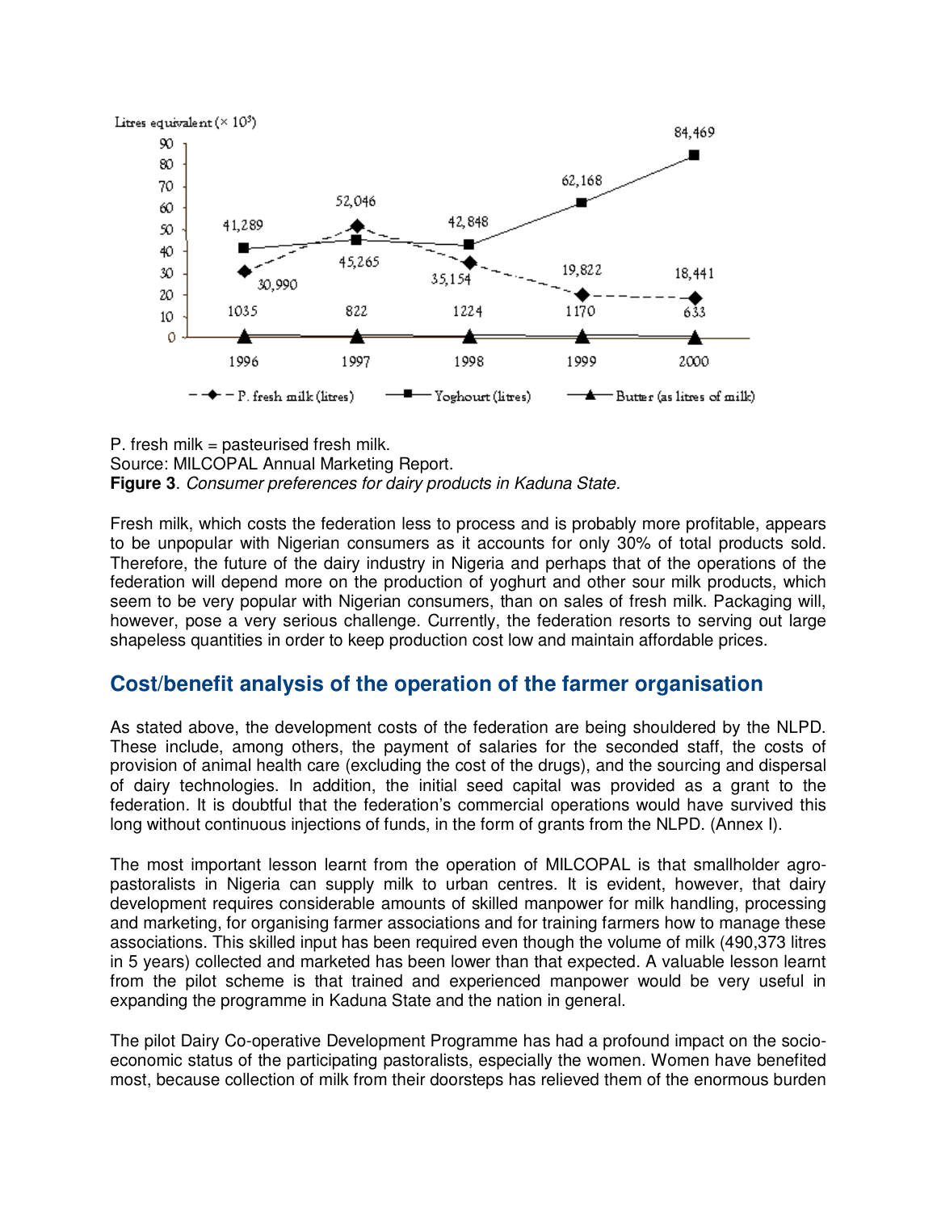Litres equivalent (× 10³)

90
80
70
60
50
40
30
20
10
0

41,289
30,990
1035
52,046
45,265
822
42,848
35,154
1224
62,168
19,822
1170
84,469
18,441
633

1996
1997
1998
1999
2000

P. fresh milk (litres)
Yoghourt (litres)
Butter (as litres of milk)

P. fresh milk = pasteurised fresh milk.
Source: MILCOPAL Annual Marketing Report.
**Figure 3**. *Consumer preferences for dairy products in Kaduna State.*

Fresh milk, which costs the federation less to process and is probably more profitable, appears to be unpopular with Nigerian consumers as it accounts for only 30% of total products sold. Therefore, the future of the dairy industry in Nigeria and perhaps that of the operations of the federation will depend more on the production of yoghurt and other sour milk products, which seem to be very popular with Nigerian consumers, than on sales of fresh milk. Packaging will, however, pose a very serious challenge. Currently, the federation resorts to serving out large shapeless quantities in order to keep production cost low and maintain affordable prices.

## Cost/benefit analysis of the operation of the farmer organisation

As stated above, the development costs of the federation are being shouldered by the NLPD. These include, among others, the payment of salaries for the seconded staff, the costs of provision of animal health care (excluding the cost of the drugs), and the sourcing and dispersal of dairy technologies. In addition, the initial seed capital was provided as a grant to the federation. It is doubtful that the federation's commercial operations would have survived this long without continuous injections of funds, in the form of grants from the NLPD. (Annex I).

The most important lesson learnt from the operation of MILCOPAL is that smallholder agro-pastoralists in Nigeria can supply milk to urban centres. It is evident, however, that dairy development requires considerable amounts of skilled manpower for milk handling, processing and marketing, for organising farmer associations and for training farmers how to manage these associations. This skilled input has been required even though the volume of milk (490,373 litres in 5 years) collected and marketed has been lower than that expected. A valuable lesson learnt from the pilot scheme is that trained and experienced manpower would be very useful in expanding the programme in Kaduna State and the nation in general.

The pilot Dairy Co-operative Development Programme has had a profound impact on the socio-economic status of the participating pastoralists, especially the women. Women have benefited most, because collection of milk from their doorsteps has relieved them of the enormous burden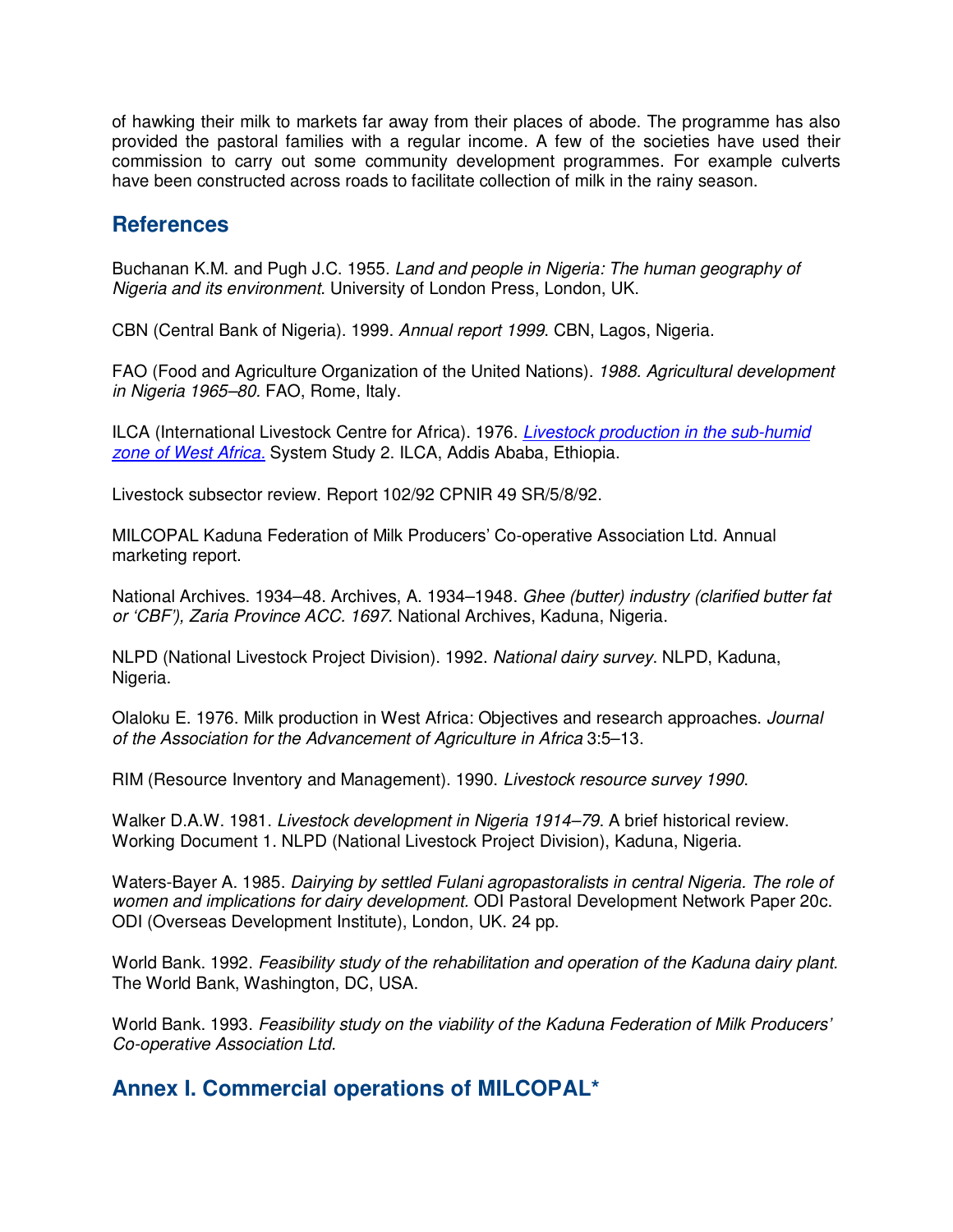of hawking their milk to markets far away from their places of abode. The programme has also provided the pastoral families with a regular income. A few of the societies have used their commission to carry out some community development programmes. For example culverts have been constructed across roads to facilitate collection of milk in the rainy season.

## References

Buchanan K.M. and Pugh J.C. 1955. *Land and people in Nigeria: The human geography of Nigeria and its environment*. University of London Press, London, UK.

CBN (Central Bank of Nigeria). 1999. *Annual report 1999*. CBN, Lagos, Nigeria.

FAO (Food and Agriculture Organization of the United Nations). *1988. Agricultural development in Nigeria 1965–80*. FAO, Rome, Italy.

ILCA (International Livestock Centre for Africa). 1976. *Livestock production in the sub-humid zone of West Africa.* System Study 2. ILCA, Addis Ababa, Ethiopia.

Livestock subsector review. Report 102/92 CPNIR 49 SR/5/8/92.

MILCOPAL Kaduna Federation of Milk Producers' Co-operative Association Ltd. Annual marketing report.

National Archives. 1934–48. Archives, A. 1934–1948. *Ghee (butter) industry (clarified butter fat or 'CBF'), Zaria Province ACC. 1697*. National Archives, Kaduna, Nigeria.

NLPD (National Livestock Project Division). 1992. *National dairy survey*. NLPD, Kaduna, Nigeria.

Olaloku E. 1976. Milk production in West Africa: Objectives and research approaches. *Journal of the Association for the Advancement of Agriculture in Africa* 3:5–13.

RIM (Resource Inventory and Management). 1990. *Livestock resource survey 1990*.

Walker D.A.W. 1981. *Livestock development in Nigeria 1914–79*. A brief historical review. Working Document 1. NLPD (National Livestock Project Division), Kaduna, Nigeria.

Waters-Bayer A. 1985. *Dairying by settled Fulani agropastoralists in central Nigeria. The role of women and implications for dairy development.* ODI Pastoral Development Network Paper 20c. ODI (Overseas Development Institute), London, UK. 24 pp.

World Bank. 1992. *Feasibility study of the rehabilitation and operation of the Kaduna dairy plant*. The World Bank, Washington, DC, USA.

World Bank. 1993. *Feasibility study on the viability of the Kaduna Federation of Milk Producers' Co-operative Association Ltd.*

## Annex I. Commercial operations of MILCOPAL*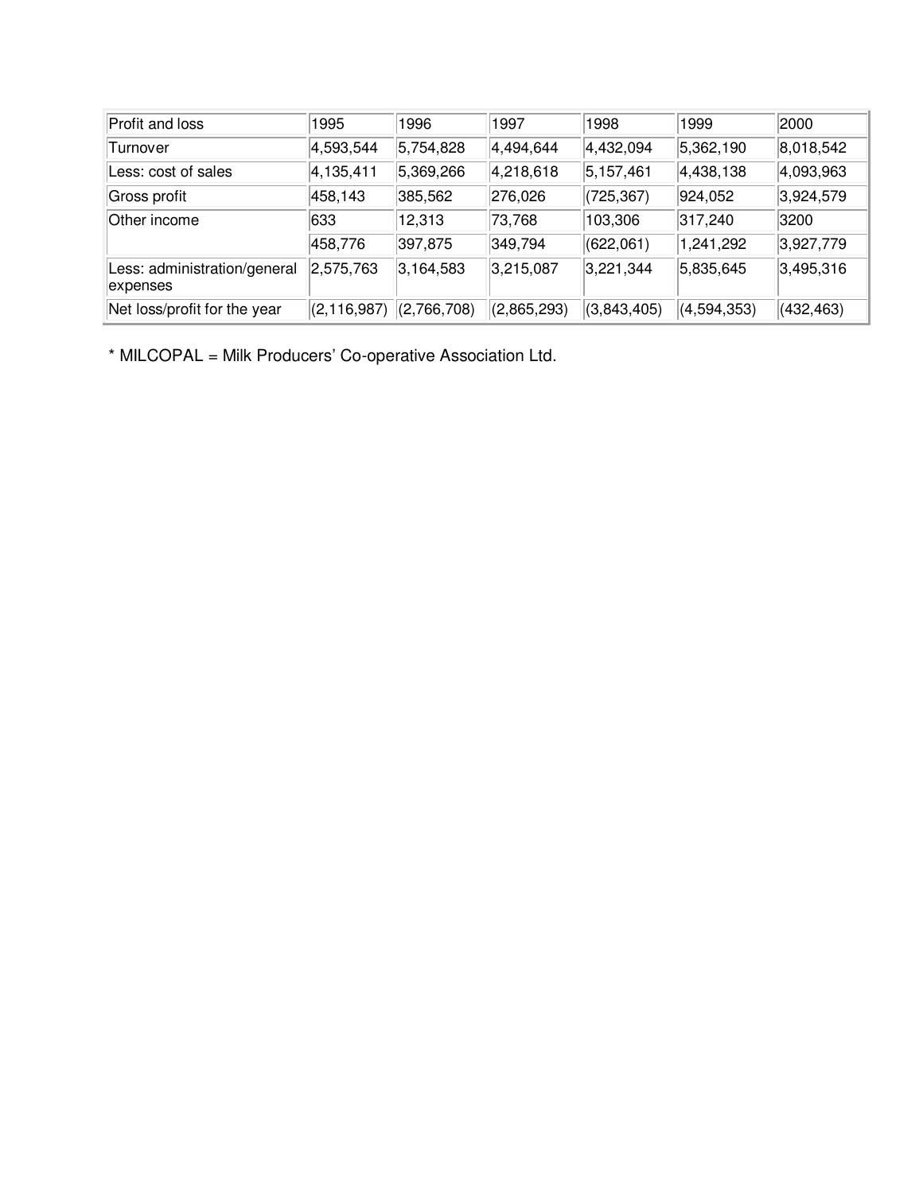| Profit and loss | 1995 | 1996 | 1997 | 1998 | 1999 | 2000 |
|---|---|---|---|---|---|---|
| Turnover | 4,593,544 | 5,754,828 | 4,494,644 | 4,432,094 | 5,362,190 | 8,018,542 |
| Less: cost of sales | 4,135,411 | 5,369,266 | 4,218,618 | 5,157,461 | 4,438,138 | 4,093,963 |
| Gross profit | 458,143 | 385,562 | 276,026 | (725,367) | 924,052 | 3,924,579 |
| Other income | 633 | 12,313 | 73,768 | 103,306 | 317,240 | 3200 |
| | 458,776 | 397,875 | 349,794 | (622,061) | 1,241,292 | 3,927,779 |
| Less: administration/general expenses | 2,575,763 | 3,164,583 | 3,215,087 | 3,221,344 | 5,835,645 | 3,495,316 |
| Net loss/profit for the year | (2,116,987) | (2,766,708) | (2,865,293) | (3,843,405) | (4,594,353) | (432,463) |

* MILCOPAL = Milk Producers' Co-operative Association Ltd.